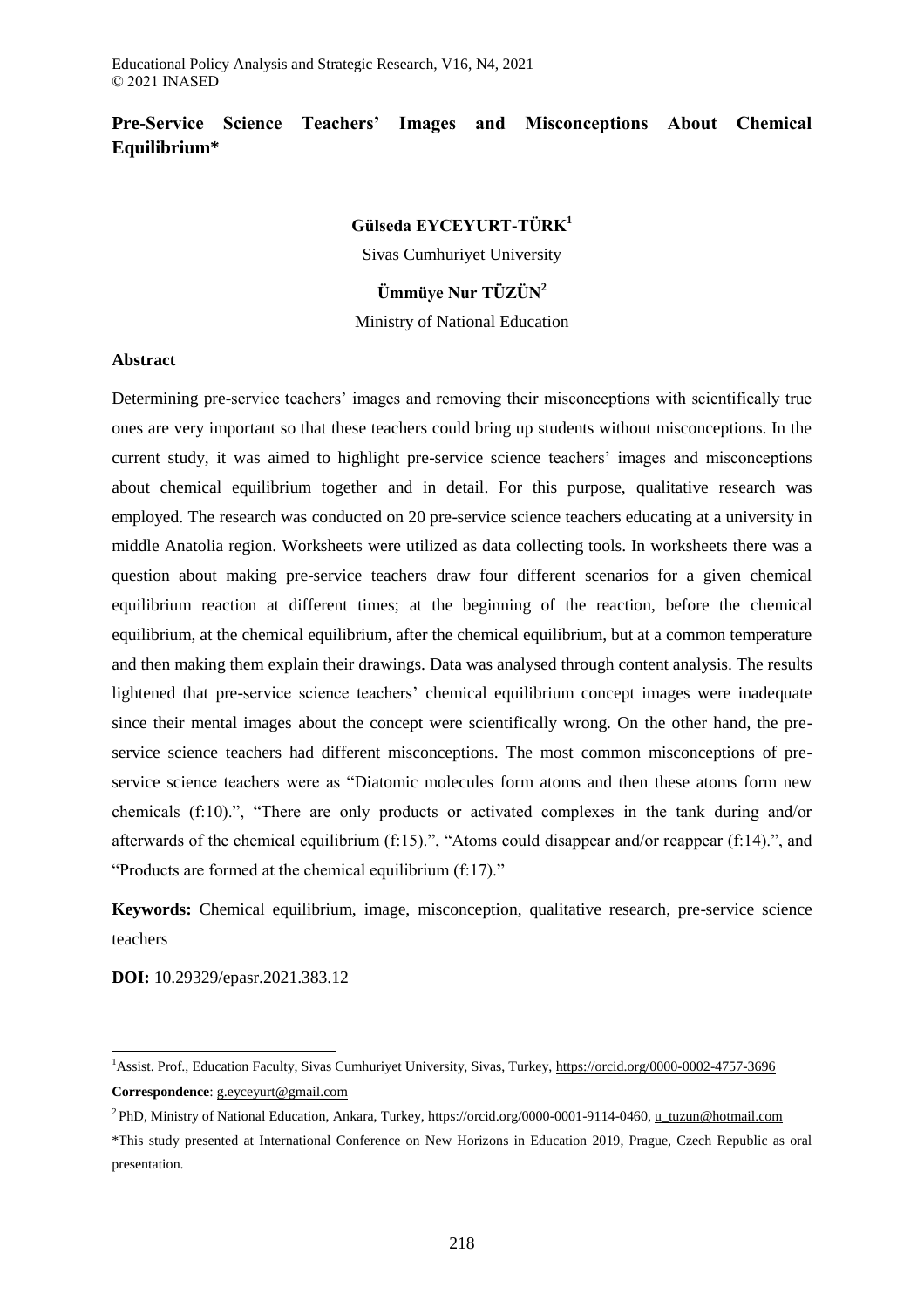# Pre-Service Science Teachers' Images and Misconceptions About Chemical Equilibrium*

**Gülseda EYCEYURT-TÜRK[1]**

Sivas Cumhuriyet University

**Ümmüye Nur TÜZÜN[2]**

Ministry of National Education

## Abstract

Determining pre-service teachers' images and removing their misconceptions with scientifically true ones are very important so that these teachers could bring up students without misconceptions. In the current study, it was aimed to highlight pre-service science teachers' images and misconceptions about chemical equilibrium together and in detail. For this purpose, qualitative research was employed. The research was conducted on 20 pre-service science teachers educating at a university in middle Anatolia region. Worksheets were utilized as data collecting tools. In worksheets there was a question about making pre-service teachers draw four different scenarios for a given chemical equilibrium reaction at different times; at the beginning of the reaction, before the chemical equilibrium, at the chemical equilibrium, after the chemical equilibrium, but at a common temperature and then making them explain their drawings. Data was analysed through content analysis. The results lightened that pre-service science teachers' chemical equilibrium concept images were inadequate since their mental images about the concept were scientifically wrong. On the other hand, the pre-service science teachers had different misconceptions. The most common misconceptions of pre-service science teachers were as "Diatomic molecules form atoms and then these atoms form new chemicals (f:10).", "There are only products or activated complexes in the tank during and/or afterwards of the chemical equilibrium (f:15).", "Atoms could disappear and/or reappear (f:14).", and "Products are formed at the chemical equilibrium (f:17)."

**Keywords:** Chemical equilibrium, image, misconception, qualitative research, pre-service science teachers

**DOI:** 10.29329/epasr.2021.383.12

---

[1]Assist. Prof., Education Faculty, Sivas Cumhuriyet University, Sivas, Turkey, https://orcid.org/0000-0002-4757-3696

**Correspondence**: g.eyceyurt@gmail.com

[2] PhD, Ministry of National Education, Ankara, Turkey, https://orcid.org/0000-0001-9114-0460, u_tuzun@hotmail.com

*This study presented at International Conference on New Horizons in Education 2019, Prague, Czech Republic as oral presentation.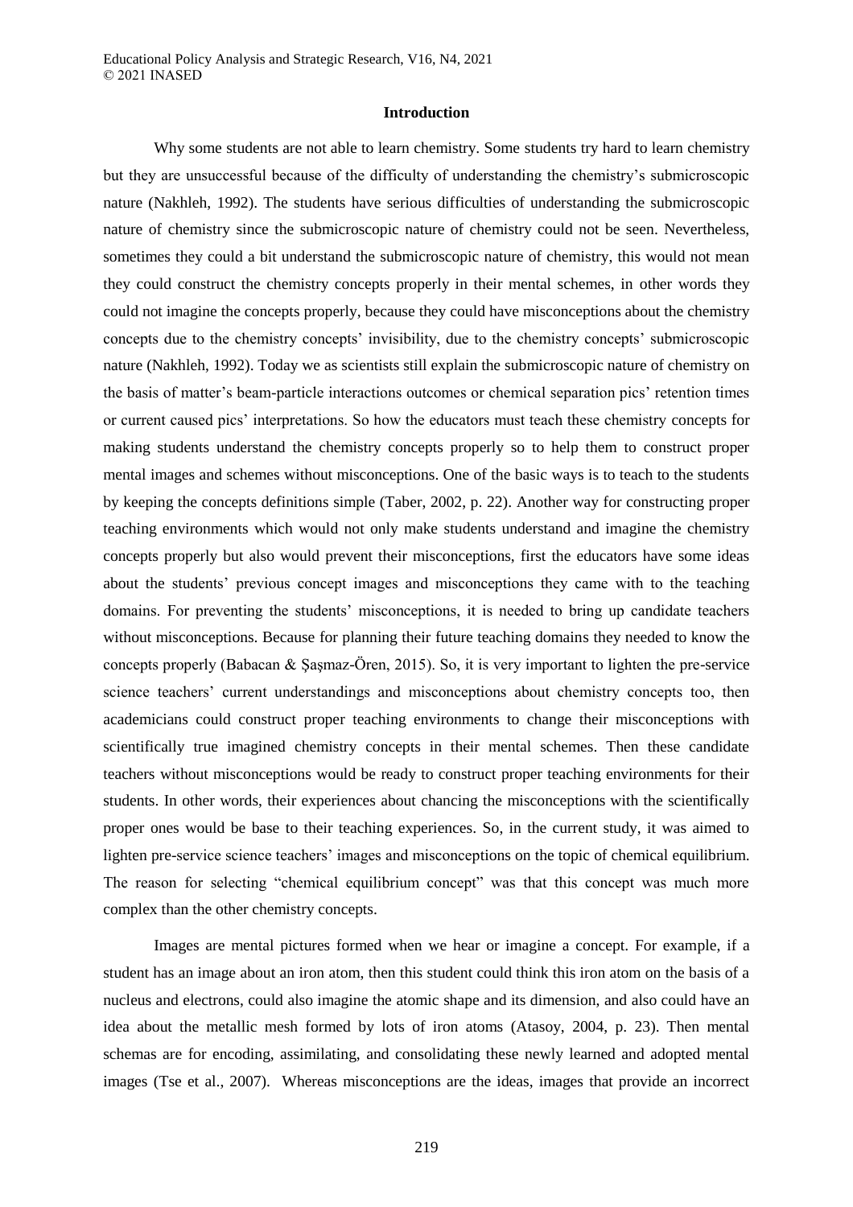## Introduction

Why some students are not able to learn chemistry. Some students try hard to learn chemistry but they are unsuccessful because of the difficulty of understanding the chemistry's submicroscopic nature (Nakhleh, 1992). The students have serious difficulties of understanding the submicroscopic nature of chemistry since the submicroscopic nature of chemistry could not be seen. Nevertheless, sometimes they could a bit understand the submicroscopic nature of chemistry, this would not mean they could construct the chemistry concepts properly in their mental schemes, in other words they could not imagine the concepts properly, because they could have misconceptions about the chemistry concepts due to the chemistry concepts' invisibility, due to the chemistry concepts' submicroscopic nature (Nakhleh, 1992). Today we as scientists still explain the submicroscopic nature of chemistry on the basis of matter's beam-particle interactions outcomes or chemical separation pics' retention times or current caused pics' interpretations. So how the educators must teach these chemistry concepts for making students understand the chemistry concepts properly so to help them to construct proper mental images and schemes without misconceptions. One of the basic ways is to teach to the students by keeping the concepts definitions simple (Taber, 2002, p. 22). Another way for constructing proper teaching environments which would not only make students understand and imagine the chemistry concepts properly but also would prevent their misconceptions, first the educators have some ideas about the students' previous concept images and misconceptions they came with to the teaching domains. For preventing the students' misconceptions, it is needed to bring up candidate teachers without misconceptions. Because for planning their future teaching domains they needed to know the concepts properly (Babacan & Şaşmaz-Ören, 2015). So, it is very important to lighten the pre-service science teachers' current understandings and misconceptions about chemistry concepts too, then academicians could construct proper teaching environments to change their misconceptions with scientifically true imagined chemistry concepts in their mental schemes. Then these candidate teachers without misconceptions would be ready to construct proper teaching environments for their students. In other words, their experiences about chancing the misconceptions with the scientifically proper ones would be base to their teaching experiences. So, in the current study, it was aimed to lighten pre-service science teachers' images and misconceptions on the topic of chemical equilibrium. The reason for selecting "chemical equilibrium concept" was that this concept was much more complex than the other chemistry concepts.

Images are mental pictures formed when we hear or imagine a concept. For example, if a student has an image about an iron atom, then this student could think this iron atom on the basis of a nucleus and electrons, could also imagine the atomic shape and its dimension, and also could have an idea about the metallic mesh formed by lots of iron atoms (Atasoy, 2004, p. 23). Then mental schemas are for encoding, assimilating, and consolidating these newly learned and adopted mental images (Tse et al., 2007). Whereas misconceptions are the ideas, images that provide an incorrect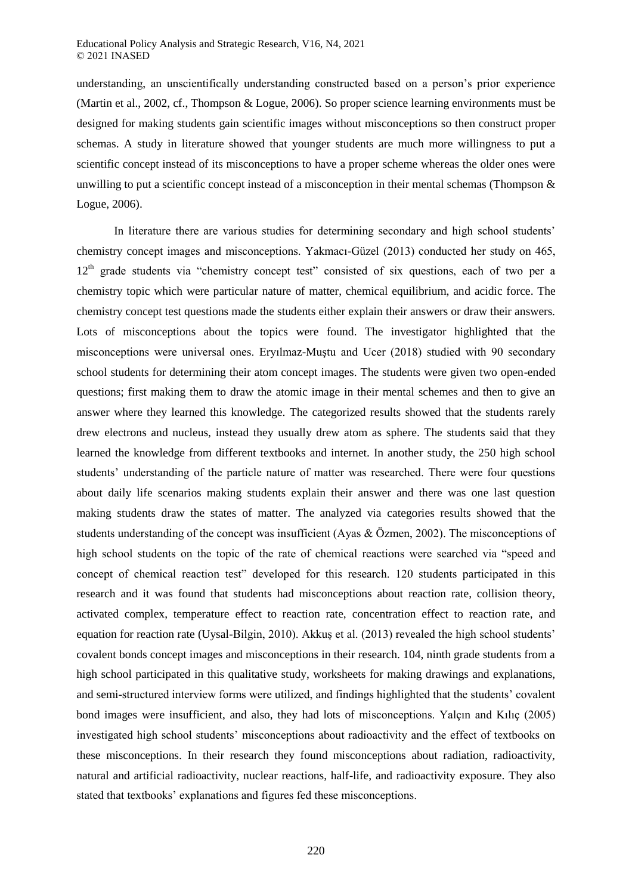understanding, an unscientifically understanding constructed based on a person's prior experience (Martin et al., 2002, cf., Thompson & Logue, 2006). So proper science learning environments must be designed for making students gain scientific images without misconceptions so then construct proper schemas. A study in literature showed that younger students are much more willingness to put a scientific concept instead of its misconceptions to have a proper scheme whereas the older ones were unwilling to put a scientific concept instead of a misconception in their mental schemas (Thompson & Logue, 2006).

In literature there are various studies for determining secondary and high school students' chemistry concept images and misconceptions. Yakmacı-Güzel (2013) conducted her study on 465, 12th grade students via "chemistry concept test" consisted of six questions, each of two per a chemistry topic which were particular nature of matter, chemical equilibrium, and acidic force. The chemistry concept test questions made the students either explain their answers or draw their answers. Lots of misconceptions about the topics were found. The investigator highlighted that the misconceptions were universal ones. Eryılmaz-Muştu and Ucer (2018) studied with 90 secondary school students for determining their atom concept images. The students were given two open-ended questions; first making them to draw the atomic image in their mental schemes and then to give an answer where they learned this knowledge. The categorized results showed that the students rarely drew electrons and nucleus, instead they usually drew atom as sphere. The students said that they learned the knowledge from different textbooks and internet. In another study, the 250 high school students' understanding of the particle nature of matter was researched. There were four questions about daily life scenarios making students explain their answer and there was one last question making students draw the states of matter. The analyzed via categories results showed that the students understanding of the concept was insufficient (Ayas & Özmen, 2002). The misconceptions of high school students on the topic of the rate of chemical reactions were searched via "speed and concept of chemical reaction test" developed for this research. 120 students participated in this research and it was found that students had misconceptions about reaction rate, collision theory, activated complex, temperature effect to reaction rate, concentration effect to reaction rate, and equation for reaction rate (Uysal-Bilgin, 2010). Akkuş et al. (2013) revealed the high school students' covalent bonds concept images and misconceptions in their research. 104, ninth grade students from a high school participated in this qualitative study, worksheets for making drawings and explanations, and semi-structured interview forms were utilized, and findings highlighted that the students' covalent bond images were insufficient, and also, they had lots of misconceptions. Yalçın and Kılıç (2005) investigated high school students' misconceptions about radioactivity and the effect of textbooks on these misconceptions. In their research they found misconceptions about radiation, radioactivity, natural and artificial radioactivity, nuclear reactions, half-life, and radioactivity exposure. They also stated that textbooks' explanations and figures fed these misconceptions.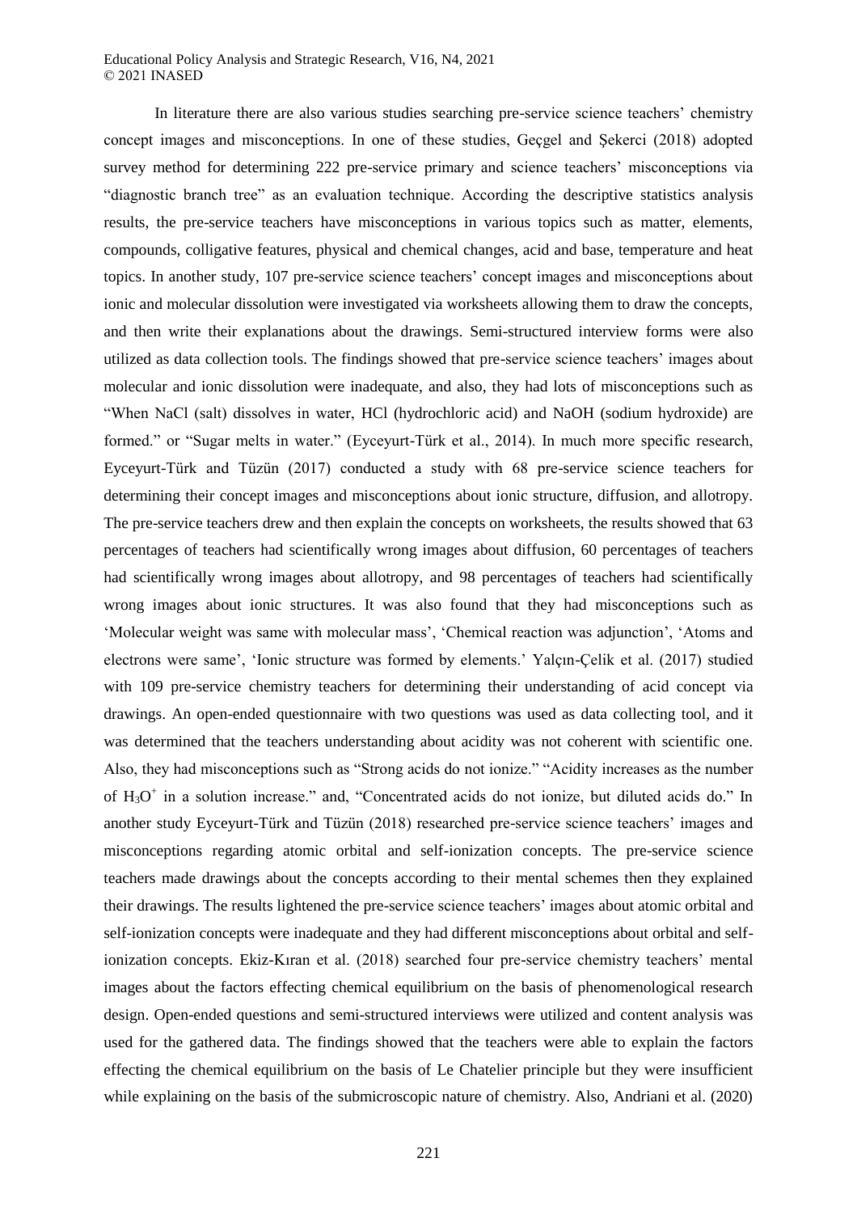In literature there are also various studies searching pre-service science teachers' chemistry concept images and misconceptions. In one of these studies, Geçgel and Şekerci (2018) adopted survey method for determining 222 pre-service primary and science teachers' misconceptions via "diagnostic branch tree" as an evaluation technique. According the descriptive statistics analysis results, the pre-service teachers have misconceptions in various topics such as matter, elements, compounds, colligative features, physical and chemical changes, acid and base, temperature and heat topics. In another study, 107 pre-service science teachers' concept images and misconceptions about ionic and molecular dissolution were investigated via worksheets allowing them to draw the concepts, and then write their explanations about the drawings. Semi-structured interview forms were also utilized as data collection tools. The findings showed that pre-service science teachers' images about molecular and ionic dissolution were inadequate, and also, they had lots of misconceptions such as "When NaCl (salt) dissolves in water, HCl (hydrochloric acid) and NaOH (sodium hydroxide) are formed." or "Sugar melts in water." (Eyceyurt-Türk et al., 2014). In much more specific research, Eyceyurt-Türk and Tüzün (2017) conducted a study with 68 pre-service science teachers for determining their concept images and misconceptions about ionic structure, diffusion, and allotropy. The pre-service teachers drew and then explain the concepts on worksheets, the results showed that 63 percentages of teachers had scientifically wrong images about diffusion, 60 percentages of teachers had scientifically wrong images about allotropy, and 98 percentages of teachers had scientifically wrong images about ionic structures. It was also found that they had misconceptions such as 'Molecular weight was same with molecular mass', 'Chemical reaction was adjunction', 'Atoms and electrons were same', 'Ionic structure was formed by elements.' Yalçın-Çelik et al. (2017) studied with 109 pre-service chemistry teachers for determining their understanding of acid concept via drawings. An open-ended questionnaire with two questions was used as data collecting tool, and it was determined that the teachers understanding about acidity was not coherent with scientific one. Also, they had misconceptions such as "Strong acids do not ionize." "Acidity increases as the number of $H_3O^+$ in a solution increase." and, "Concentrated acids do not ionize, but diluted acids do." In another study Eyceyurt-Türk and Tüzün (2018) researched pre-service science teachers' images and misconceptions regarding atomic orbital and self-ionization concepts. The pre-service science teachers made drawings about the concepts according to their mental schemes then they explained their drawings. The results lightened the pre-service science teachers' images about atomic orbital and self-ionization concepts were inadequate and they had different misconceptions about orbital and self-ionization concepts. Ekiz-Kıran et al. (2018) searched four pre-service chemistry teachers' mental images about the factors effecting chemical equilibrium on the basis of phenomenological research design. Open-ended questions and semi-structured interviews were utilized and content analysis was used for the gathered data. The findings showed that the teachers were able to explain the factors effecting the chemical equilibrium on the basis of Le Chatelier principle but they were insufficient while explaining on the basis of the submicroscopic nature of chemistry. Also, Andriani et al. (2020)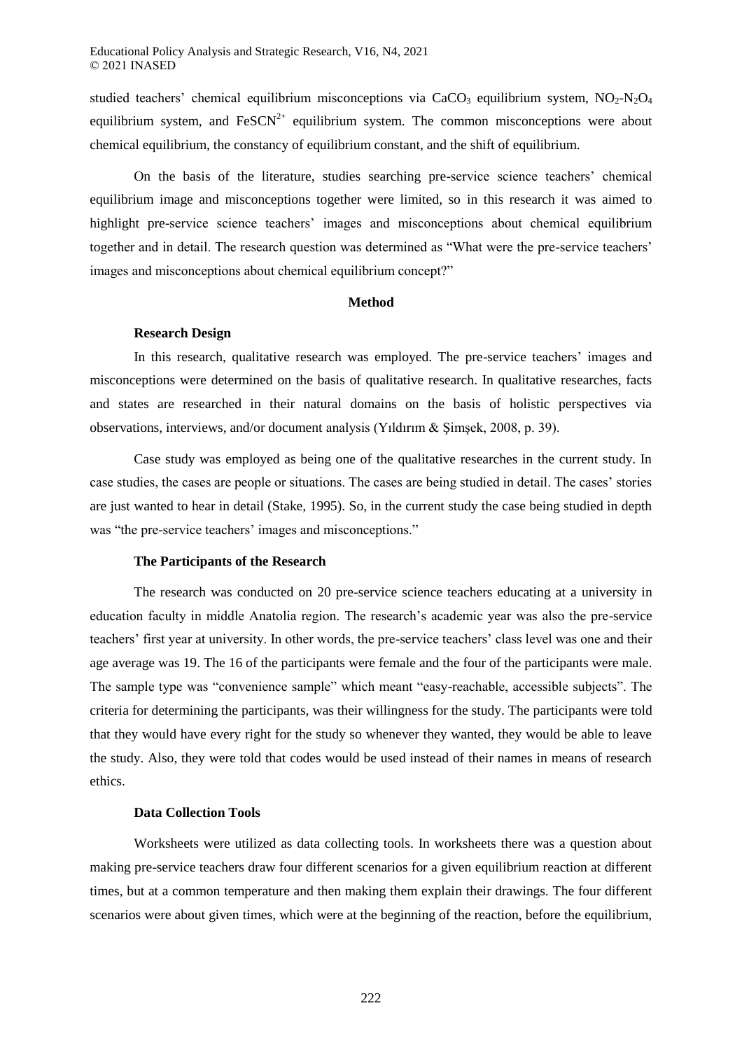studied teachers' chemical equilibrium misconceptions via $CaCO_3$ equilibrium system, $NO_2$-$N_2O_4$ equilibrium system, and $FeSCN^{2+}$ equilibrium system. The common misconceptions were about chemical equilibrium, the constancy of equilibrium constant, and the shift of equilibrium.

On the basis of the literature, studies searching pre-service science teachers' chemical equilibrium image and misconceptions together were limited, so in this research it was aimed to highlight pre-service science teachers' images and misconceptions about chemical equilibrium together and in detail. The research question was determined as "What were the pre-service teachers' images and misconceptions about chemical equilibrium concept?"

## Method

### Research Design

In this research, qualitative research was employed. The pre-service teachers' images and misconceptions were determined on the basis of qualitative research. In qualitative researches, facts and states are researched in their natural domains on the basis of holistic perspectives via observations, interviews, and/or document analysis (Yıldırım & Şimşek, 2008, p. 39).

Case study was employed as being one of the qualitative researches in the current study. In case studies, the cases are people or situations. The cases are being studied in detail. The cases' stories are just wanted to hear in detail (Stake, 1995). So, in the current study the case being studied in depth was "the pre-service teachers' images and misconceptions."

### The Participants of the Research

The research was conducted on 20 pre-service science teachers educating at a university in education faculty in middle Anatolia region. The research's academic year was also the pre-service teachers' first year at university. In other words, the pre-service teachers' class level was one and their age average was 19. The 16 of the participants were female and the four of the participants were male. The sample type was "convenience sample" which meant "easy-reachable, accessible subjects". The criteria for determining the participants, was their willingness for the study. The participants were told that they would have every right for the study so whenever they wanted, they would be able to leave the study. Also, they were told that codes would be used instead of their names in means of research ethics.

### Data Collection Tools

Worksheets were utilized as data collecting tools. In worksheets there was a question about making pre-service teachers draw four different scenarios for a given equilibrium reaction at different times, but at a common temperature and then making them explain their drawings. The four different scenarios were about given times, which were at the beginning of the reaction, before the equilibrium,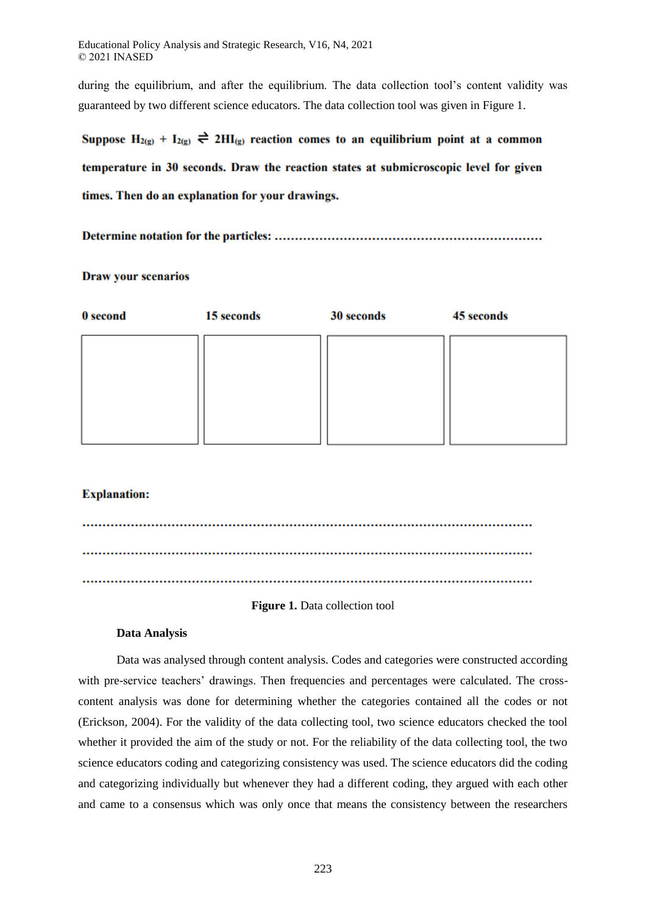during the equilibrium, and after the equilibrium. The data collection tool's content validity was guaranteed by two different science educators. The data collection tool was given in Figure 1.

**Suppose $H_{2(g)} + I_{2(g)} \rightleftharpoons 2HI_{(g)}$ reaction comes to an equilibrium point at a common temperature in 30 seconds. Draw the reaction states at submicroscopic level for given times. Then do an explanation for your drawings.**

**Determine notation for the particles: ..................................................................**

**Draw your scenarios**

| 0 second | 15 seconds | 30 seconds | 45 seconds |
|---|---|---|---|
| | | | |

**Explanation:**

..........................................................................................................................

..........................................................................................................................

..........................................................................................................................

**Figure 1.** Data collection tool

### Data Analysis

Data was analysed through content analysis. Codes and categories were constructed according with pre-service teachers' drawings. Then frequencies and percentages were calculated. The cross-content analysis was done for determining whether the categories contained all the codes or not (Erickson, 2004). For the validity of the data collecting tool, two science educators checked the tool whether it provided the aim of the study or not. For the reliability of the data collecting tool, the two science educators coding and categorizing consistency was used. The science educators did the coding and categorizing individually but whenever they had a different coding, they argued with each other and came to a consensus which was only once that means the consistency between the researchers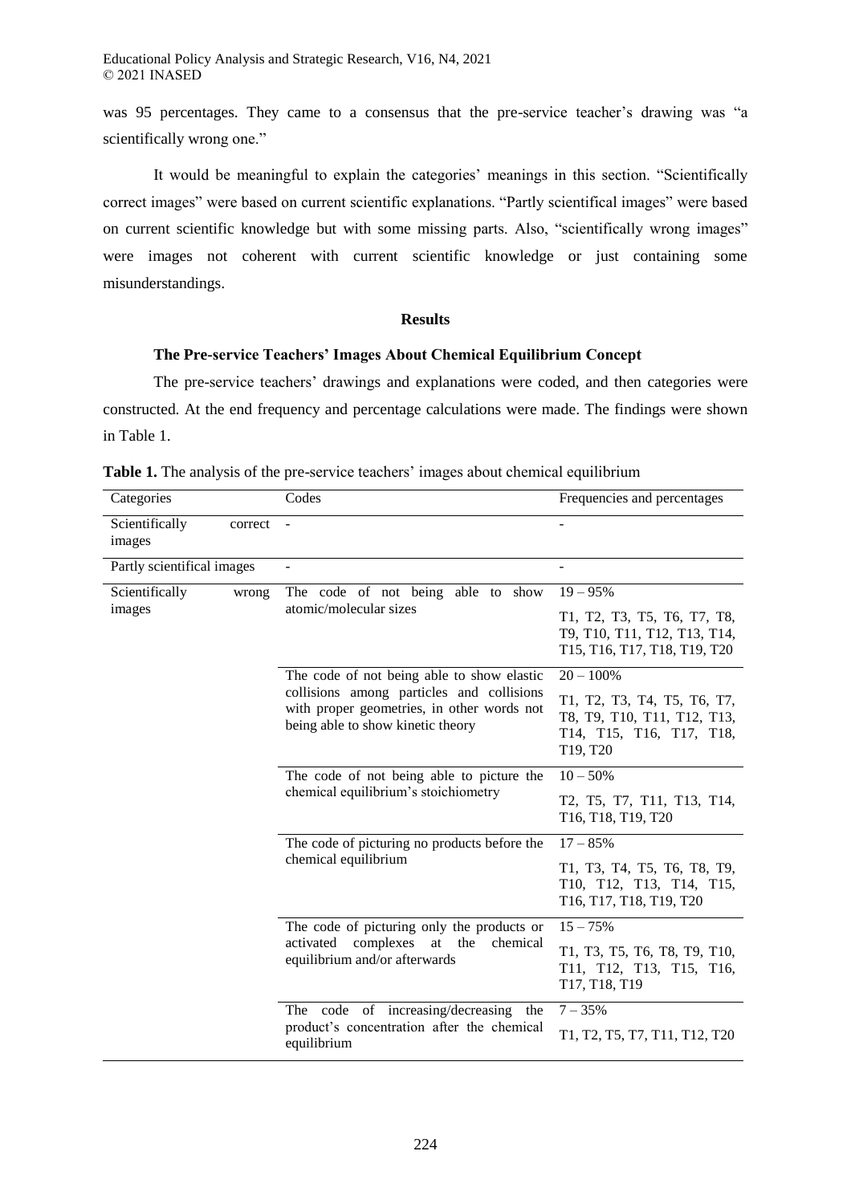was 95 percentages. They came to a consensus that the pre-service teacher's drawing was "a scientifically wrong one."

It would be meaningful to explain the categories' meanings in this section. "Scientifically correct images" were based on current scientific explanations. "Partly scientifical images" were based on current scientific knowledge but with some missing parts. Also, "scientifically wrong images" were images not coherent with current scientific knowledge or just containing some misunderstandings.

## Results

### The Pre-service Teachers' Images About Chemical Equilibrium Concept

The pre-service teachers' drawings and explanations were coded, and then categories were constructed. At the end frequency and percentage calculations were made. The findings were shown in Table 1.

**Table 1.** The analysis of the pre-service teachers' images about chemical equilibrium

| Categories | Codes | Frequencies and percentages |
|---|---|---|
| Scientifically correct images | - | - |
| Partly scientifical images | - | - |
| Scientifically wrong images | The code of not being able to show atomic/molecular sizes | 19 – 95%<br>T1, T2, T3, T5, T6, T7, T8, T9, T10, T11, T12, T13, T14, T15, T16, T17, T18, T19, T20 |
| | The code of not being able to show elastic collisions among particles and collisions with proper geometries, in other words not being able to show kinetic theory | 20 – 100%<br>T1, T2, T3, T4, T5, T6, T7, T8, T9, T10, T11, T12, T13, T14, T15, T16, T17, T18, T19, T20 |
| | The code of not being able to picture the chemical equilibrium's stoichiometry | 10 – 50%<br>T2, T5, T7, T11, T13, T14, T16, T18, T19, T20 |
| | The code of picturing no products before the chemical equilibrium | 17 – 85%<br>T1, T3, T4, T5, T6, T8, T9, T10, T12, T13, T14, T15, T16, T17, T18, T19, T20 |
| | The code of picturing only the products or activated complexes at the chemical equilibrium and/or afterwards | 15 – 75%<br>T1, T3, T5, T6, T8, T9, T10, T11, T12, T13, T15, T16, T17, T18, T19 |
| | The code of increasing/decreasing the product's concentration after the chemical equilibrium | 7 – 35%<br>T1, T2, T5, T7, T11, T12, T20 |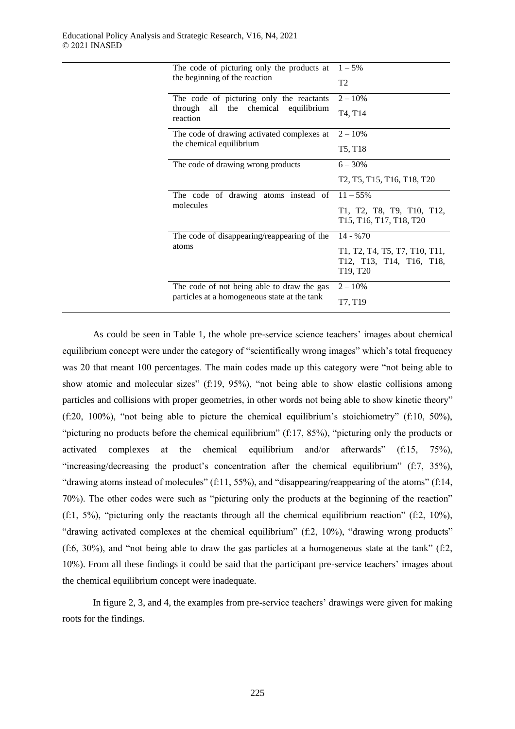| | |
|---|---|
| The code of picturing only the products at the beginning of the reaction | 1 – 5% |
| | T2 |
| The code of picturing only the reactants through all the chemical equilibrium reaction | 2 – 10% |
| | T4, T14 |
| The code of drawing activated complexes at the chemical equilibrium | 2 – 10% |
| | T5, T18 |
| The code of drawing wrong products | 6 – 30% |
| | T2, T5, T15, T16, T18, T20 |
| The code of drawing atoms instead of molecules | 11 – 55% |
| | T1, T2, T8, T9, T10, T12, T15, T16, T17, T18, T20 |
| The code of disappearing/reappearing of the atoms | 14 - %70 |
| | T1, T2, T4, T5, T7, T10, T11, T12, T13, T14, T16, T18, T19, T20 |
| The code of not being able to draw the gas particles at a homogeneous state at the tank | 2 – 10% |
| | T7, T19 |

As could be seen in Table 1, the whole pre-service science teachers' images about chemical equilibrium concept were under the category of "scientifically wrong images" which's total frequency was 20 that meant 100 percentages. The main codes made up this category were "not being able to show atomic and molecular sizes" (f:19, 95%), "not being able to show elastic collisions among particles and collisions with proper geometries, in other words not being able to show kinetic theory" (f:20, 100%), "not being able to picture the chemical equilibrium's stoichiometry" (f:10, 50%), "picturing no products before the chemical equilibrium" (f:17, 85%), "picturing only the products or activated complexes at the chemical equilibrium and/or afterwards" (f:15, 75%), "increasing/decreasing the product's concentration after the chemical equilibrium" (f:7, 35%), "drawing atoms instead of molecules" (f:11, 55%), and "disappearing/reappearing of the atoms" (f:14, 70%). The other codes were such as "picturing only the products at the beginning of the reaction" (f:1, 5%), "picturing only the reactants through all the chemical equilibrium reaction" (f:2, 10%), "drawing activated complexes at the chemical equilibrium" (f:2, 10%), "drawing wrong products" (f:6, 30%), and "not being able to draw the gas particles at a homogeneous state at the tank" (f:2, 10%). From all these findings it could be said that the participant pre-service teachers' images about the chemical equilibrium concept were inadequate.

In figure 2, 3, and 4, the examples from pre-service teachers' drawings were given for making roots for the findings.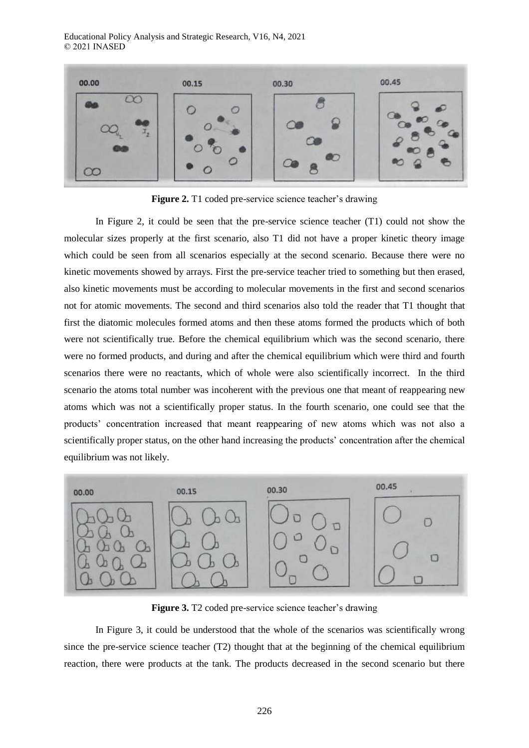**Figure 2.** T1 coded pre-service science teacher's drawing

In Figure 2, it could be seen that the pre-service science teacher (T1) could not show the molecular sizes properly at the first scenario, also T1 did not have a proper kinetic theory image which could be seen from all scenarios especially at the second scenario. Because there were no kinetic movements showed by arrays. First the pre-service teacher tried to something but then erased, also kinetic movements must be according to molecular movements in the first and second scenarios not for atomic movements. The second and third scenarios also told the reader that T1 thought that first the diatomic molecules formed atoms and then these atoms formed the products which of both were not scientifically true. Before the chemical equilibrium which was the second scenario, there were no formed products, and during and after the chemical equilibrium which were third and fourth scenarios there were no reactants, which of whole were also scientifically incorrect. In the third scenario the atoms total number was incoherent with the previous one that meant of reappearing new atoms which was not a scientifically proper status. In the fourth scenario, one could see that the products' concentration increased that meant reappearing of new atoms which was not also a scientifically proper status, on the other hand increasing the products' concentration after the chemical equilibrium was not likely.

**Figure 3.** T2 coded pre-service science teacher's drawing

In Figure 3, it could be understood that the whole of the scenarios was scientifically wrong since the pre-service science teacher (T2) thought that at the beginning of the chemical equilibrium reaction, there were products at the tank. The products decreased in the second scenario but there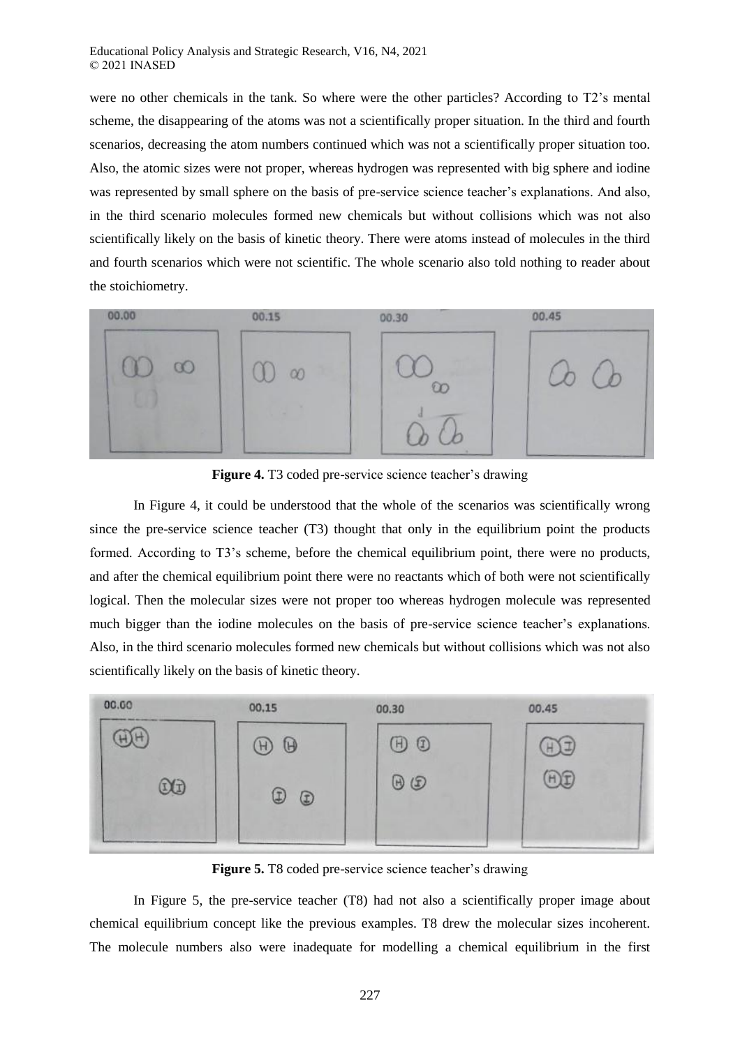were no other chemicals in the tank. So where were the other particles? According to T2's mental scheme, the disappearing of the atoms was not a scientifically proper situation. In the third and fourth scenarios, decreasing the atom numbers continued which was not a scientifically proper situation too. Also, the atomic sizes were not proper, whereas hydrogen was represented with big sphere and iodine was represented by small sphere on the basis of pre-service science teacher's explanations. And also, in the third scenario molecules formed new chemicals but without collisions which was not also scientifically likely on the basis of kinetic theory. There were atoms instead of molecules in the third and fourth scenarios which were not scientific. The whole scenario also told nothing to reader about the stoichiometry.

**Figure 4.** T3 coded pre-service science teacher's drawing

In Figure 4, it could be understood that the whole of the scenarios was scientifically wrong since the pre-service science teacher (T3) thought that only in the equilibrium point the products formed. According to T3's scheme, before the chemical equilibrium point, there were no products, and after the chemical equilibrium point there were no reactants which of both were not scientifically logical. Then the molecular sizes were not proper too whereas hydrogen molecule was represented much bigger than the iodine molecules on the basis of pre-service science teacher's explanations. Also, in the third scenario molecules formed new chemicals but without collisions which was not also scientifically likely on the basis of kinetic theory.

**Figure 5.** T8 coded pre-service science teacher's drawing

In Figure 5, the pre-service teacher (T8) had not also a scientifically proper image about chemical equilibrium concept like the previous examples. T8 drew the molecular sizes incoherent. The molecule numbers also were inadequate for modelling a chemical equilibrium in the first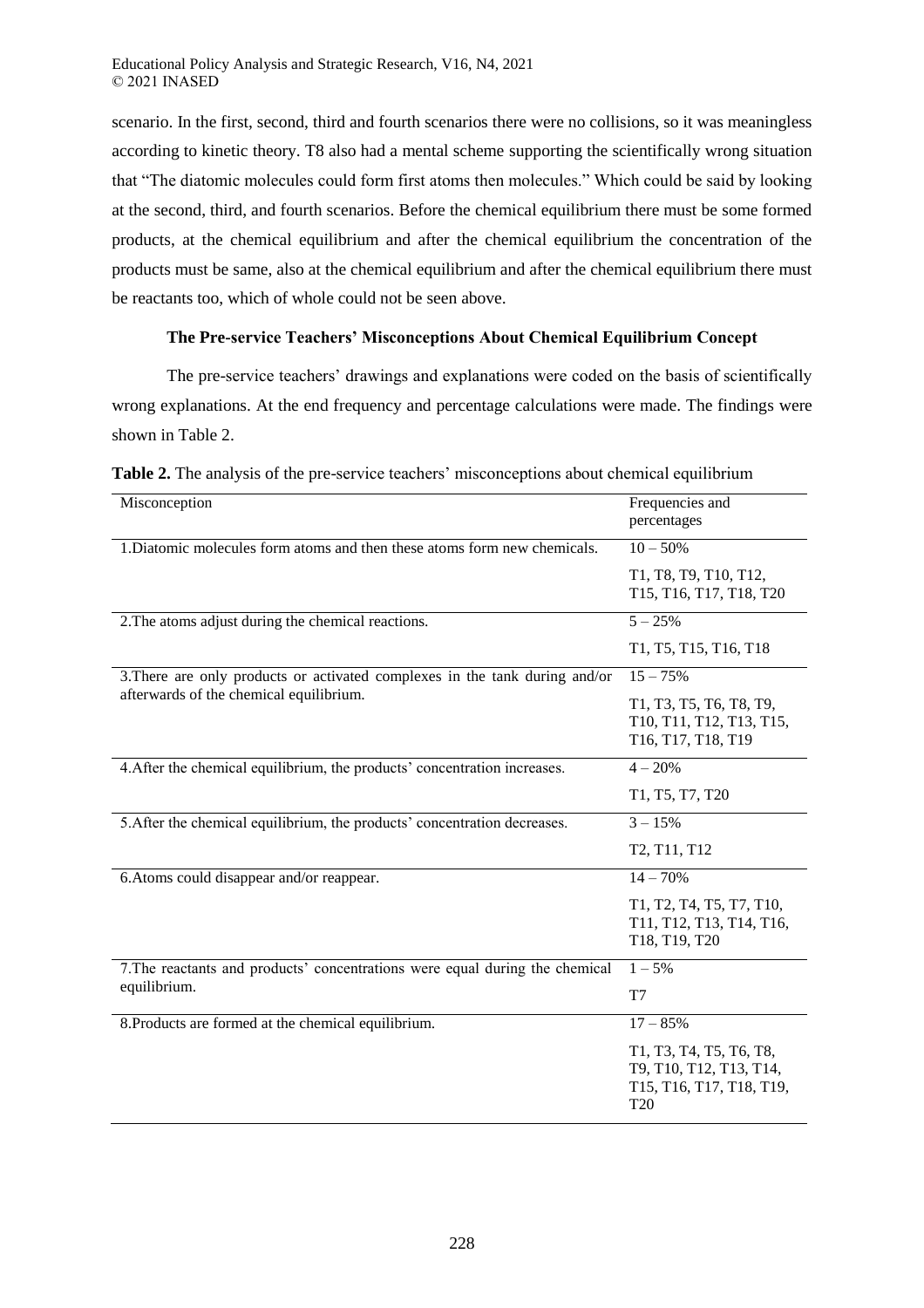scenario. In the first, second, third and fourth scenarios there were no collisions, so it was meaningless according to kinetic theory. T8 also had a mental scheme supporting the scientifically wrong situation that "The diatomic molecules could form first atoms then molecules." Which could be said by looking at the second, third, and fourth scenarios. Before the chemical equilibrium there must be some formed products, at the chemical equilibrium and after the chemical equilibrium the concentration of the products must be same, also at the chemical equilibrium and after the chemical equilibrium there must be reactants too, which of whole could not be seen above.

### The Pre-service Teachers' Misconceptions About Chemical Equilibrium Concept

The pre-service teachers' drawings and explanations were coded on the basis of scientifically wrong explanations. At the end frequency and percentage calculations were made. The findings were shown in Table 2.

**Table 2.** The analysis of the pre-service teachers' misconceptions about chemical equilibrium

| Misconception | Frequencies and percentages |
|---|---|
| 1.Diatomic molecules form atoms and then these atoms form new chemicals. | 10 – 50%<br>T1, T8, T9, T10, T12, T15, T16, T17, T18, T20 |
| 2.The atoms adjust during the chemical reactions. | 5 – 25%<br>T1, T5, T15, T16, T18 |
| 3.There are only products or activated complexes in the tank during and/or afterwards of the chemical equilibrium. | 15 – 75%<br>T1, T3, T5, T6, T8, T9, T10, T11, T12, T13, T15, T16, T17, T18, T19 |
| 4.After the chemical equilibrium, the products' concentration increases. | 4 – 20%<br>T1, T5, T7, T20 |
| 5.After the chemical equilibrium, the products' concentration decreases. | 3 – 15%<br>T2, T11, T12 |
| 6.Atoms could disappear and/or reappear. | 14 – 70%<br>T1, T2, T4, T5, T7, T10, T11, T12, T13, T14, T16, T18, T19, T20 |
| 7.The reactants and products' concentrations were equal during the chemical equilibrium. | 1 – 5%<br>T7 |
| 8.Products are formed at the chemical equilibrium. | 17 – 85%<br>T1, T3, T4, T5, T6, T8, T9, T10, T12, T13, T14, T15, T16, T17, T18, T19, T20 |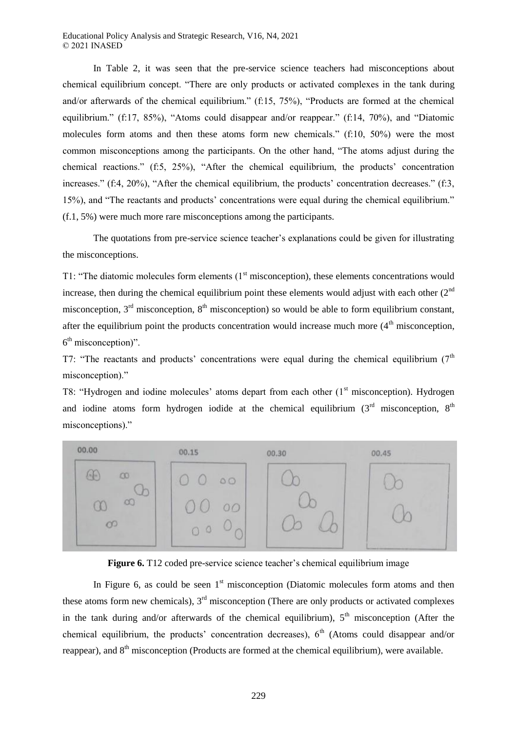In Table 2, it was seen that the pre-service science teachers had misconceptions about chemical equilibrium concept. "There are only products or activated complexes in the tank during and/or afterwards of the chemical equilibrium." (f:15, 75%), "Products are formed at the chemical equilibrium." (f:17, 85%), "Atoms could disappear and/or reappear." (f:14, 70%), and "Diatomic molecules form atoms and then these atoms form new chemicals." (f:10, 50%) were the most common misconceptions among the participants. On the other hand, "The atoms adjust during the chemical reactions." (f:5, 25%), "After the chemical equilibrium, the products' concentration increases." (f:4, 20%), "After the chemical equilibrium, the products' concentration decreases." (f:3, 15%), and "The reactants and products' concentrations were equal during the chemical equilibrium." (f.1, 5%) were much more rare misconceptions among the participants.

The quotations from pre-service science teacher's explanations could be given for illustrating the misconceptions.

T1: "The diatomic molecules form elements (1st misconception), these elements concentrations would increase, then during the chemical equilibrium point these elements would adjust with each other (2nd misconception, 3rd misconception, 8th misconception) so would be able to form equilibrium constant, after the equilibrium point the products concentration would increase much more (4th misconception, 6th misconception)".

T7: "The reactants and products' concentrations were equal during the chemical equilibrium (7th misconception)."

T8: "Hydrogen and iodine molecules' atoms depart from each other (1st misconception). Hydrogen and iodine atoms form hydrogen iodide at the chemical equilibrium (3rd misconception, 8th misconceptions)."

**Figure 6.** T12 coded pre-service science teacher's chemical equilibrium image

In Figure 6, as could be seen 1st misconception (Diatomic molecules form atoms and then these atoms form new chemicals), 3rd misconception (There are only products or activated complexes in the tank during and/or afterwards of the chemical equilibrium), 5th misconception (After the chemical equilibrium, the products' concentration decreases), 6th (Atoms could disappear and/or reappear), and 8th misconception (Products are formed at the chemical equilibrium), were available.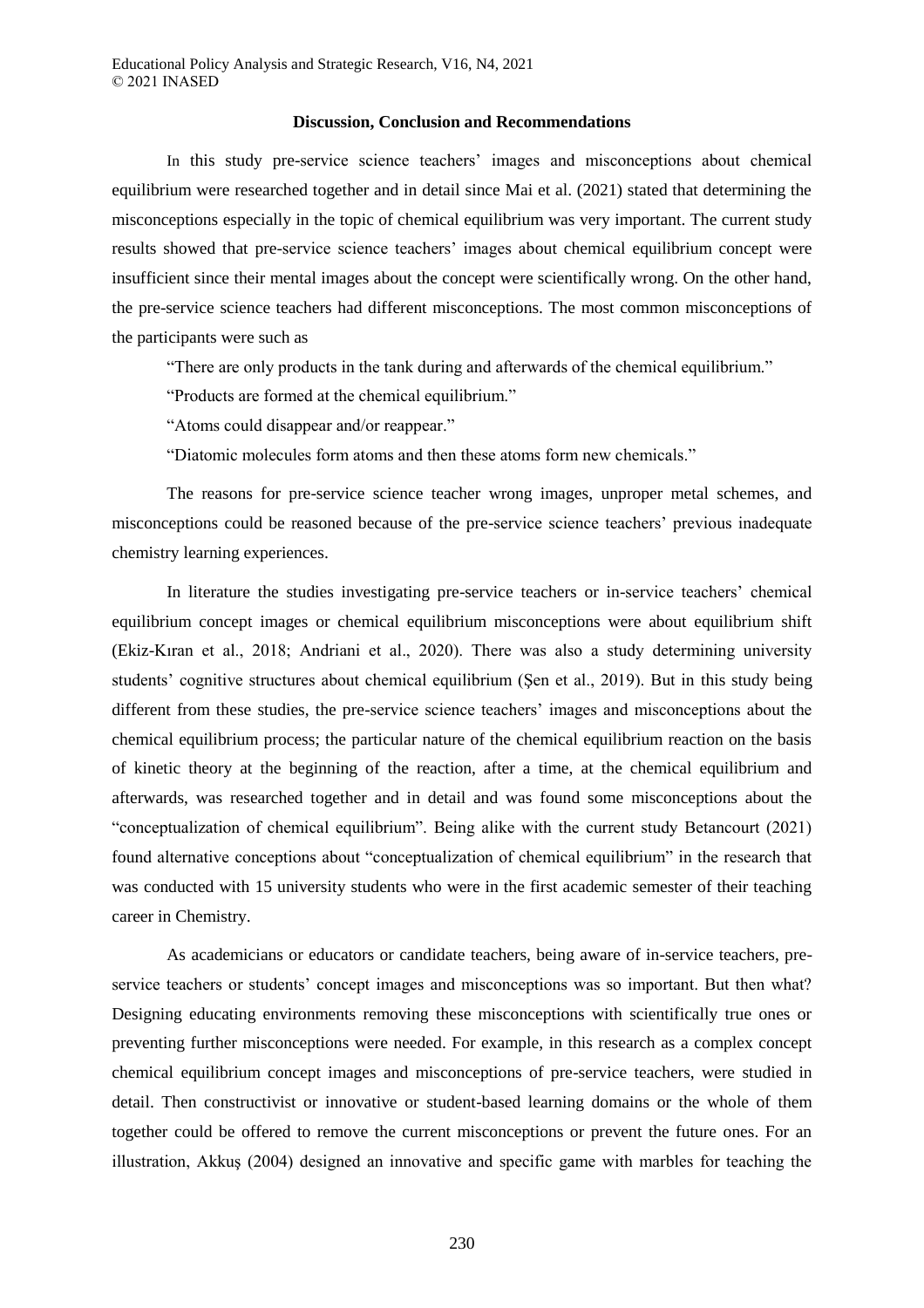## Discussion, Conclusion and Recommendations

In this study pre-service science teachers' images and misconceptions about chemical equilibrium were researched together and in detail since Mai et al. (2021) stated that determining the misconceptions especially in the topic of chemical equilibrium was very important. The current study results showed that pre-service science teachers' images about chemical equilibrium concept were insufficient since their mental images about the concept were scientifically wrong. On the other hand, the pre-service science teachers had different misconceptions. The most common misconceptions of the participants were such as

"There are only products in the tank during and afterwards of the chemical equilibrium."

"Products are formed at the chemical equilibrium."

"Atoms could disappear and/or reappear."

"Diatomic molecules form atoms and then these atoms form new chemicals."

The reasons for pre-service science teacher wrong images, unproper metal schemes, and misconceptions could be reasoned because of the pre-service science teachers' previous inadequate chemistry learning experiences.

In literature the studies investigating pre-service teachers or in-service teachers' chemical equilibrium concept images or chemical equilibrium misconceptions were about equilibrium shift (Ekiz-Kıran et al., 2018; Andriani et al., 2020). There was also a study determining university students' cognitive structures about chemical equilibrium (Şen et al., 2019). But in this study being different from these studies, the pre-service science teachers' images and misconceptions about the chemical equilibrium process; the particular nature of the chemical equilibrium reaction on the basis of kinetic theory at the beginning of the reaction, after a time, at the chemical equilibrium and afterwards, was researched together and in detail and was found some misconceptions about the "conceptualization of chemical equilibrium". Being alike with the current study Betancourt (2021) found alternative conceptions about "conceptualization of chemical equilibrium" in the research that was conducted with 15 university students who were in the first academic semester of their teaching career in Chemistry.

As academicians or educators or candidate teachers, being aware of in-service teachers, pre-service teachers or students' concept images and misconceptions was so important. But then what? Designing educating environments removing these misconceptions with scientifically true ones or preventing further misconceptions were needed. For example, in this research as a complex concept chemical equilibrium concept images and misconceptions of pre-service teachers, were studied in detail. Then constructivist or innovative or student-based learning domains or the whole of them together could be offered to remove the current misconceptions or prevent the future ones. For an illustration, Akkuş (2004) designed an innovative and specific game with marbles for teaching the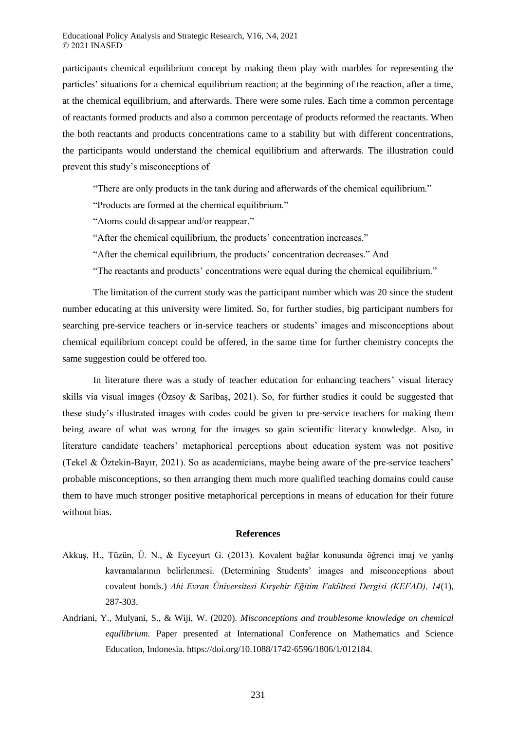participants chemical equilibrium concept by making them play with marbles for representing the particles' situations for a chemical equilibrium reaction; at the beginning of the reaction, after a time, at the chemical equilibrium, and afterwards. There were some rules. Each time a common percentage of reactants formed products and also a common percentage of products reformed the reactants. When the both reactants and products concentrations came to a stability but with different concentrations, the participants would understand the chemical equilibrium and afterwards. The illustration could prevent this study's misconceptions of

"There are only products in the tank during and afterwards of the chemical equilibrium."

"Products are formed at the chemical equilibrium."

"Atoms could disappear and/or reappear."

"After the chemical equilibrium, the products' concentration increases."

"After the chemical equilibrium, the products' concentration decreases." And

"The reactants and products' concentrations were equal during the chemical equilibrium."

The limitation of the current study was the participant number which was 20 since the student number educating at this university were limited. So, for further studies, big participant numbers for searching pre-service teachers or in-service teachers or students' images and misconceptions about chemical equilibrium concept could be offered, in the same time for further chemistry concepts the same suggestion could be offered too.

In literature there was a study of teacher education for enhancing teachers' visual literacy skills via visual images (Özsoy & Saribaş, 2021). So, for further studies it could be suggested that these study's illustrated images with codes could be given to pre-service teachers for making them being aware of what was wrong for the images so gain scientific literacy knowledge. Also, in literature candidate teachers' metaphorical perceptions about education system was not positive (Tekel & Öztekin-Bayır, 2021). So as academicians, maybe being aware of the pre-service teachers' probable misconceptions, so then arranging them much more qualified teaching domains could cause them to have much stronger positive metaphorical perceptions in means of education for their future without bias.

## References

Akkuş, H., Tüzün, Ü. N., & Eyceyurt G. (2013). Kovalent bağlar konusunda öğrenci imaj ve yanlış kavramalarının belirlenmesi. (Determining Students' images and misconceptions about covalent bonds.) *Ahi Evran Üniversitesi Kırşehir Eğitim Fakültesi Dergisi (KEFAD), 14*(1), 287-303.

Andriani, Y., Mulyani, S., & Wiji, W. (2020). *Misconceptions and troublesome knowledge on chemical equilibrium.* Paper presented at International Conference on Mathematics and Science Education, Indonesia. https://doi.org/10.1088/1742-6596/1806/1/012184.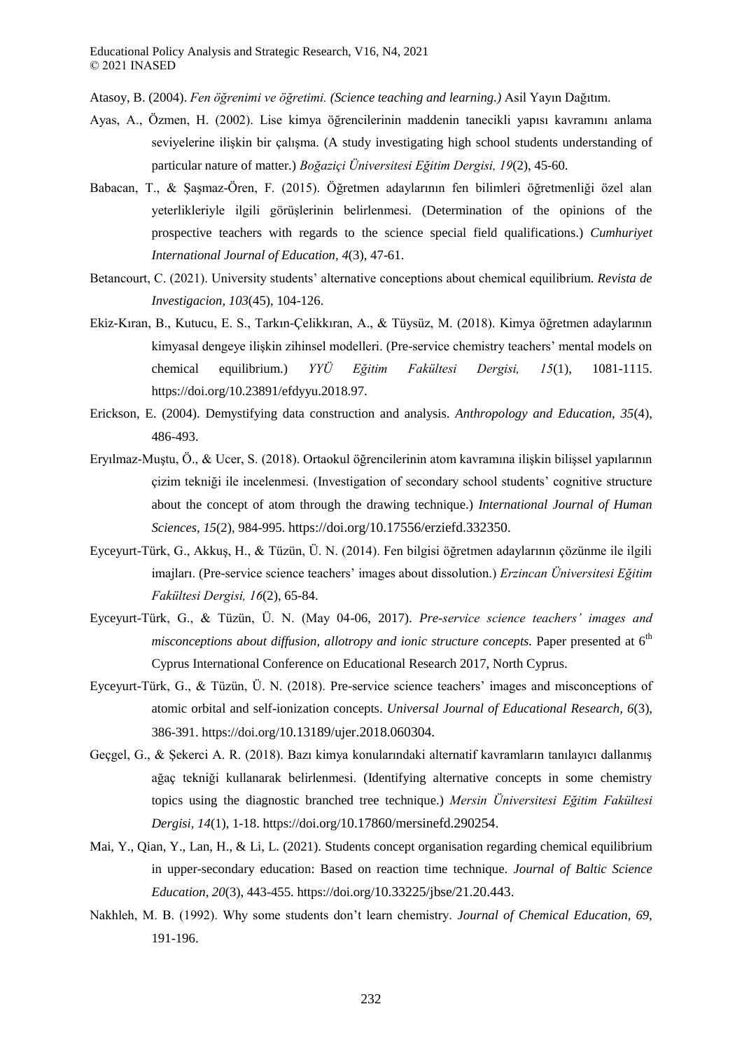Atasoy, B. (2004). *Fen öğrenimi ve öğretimi. (Science teaching and learning.)* Asil Yayın Dağıtım.

Ayas, A., Özmen, H. (2002). Lise kimya öğrencilerinin maddenin tanecikli yapısı kavramını anlama seviyelerine ilişkin bir çalışma. (A study investigating high school students understanding of particular nature of matter.) *Boğaziçi Üniversitesi Eğitim Dergisi, 19*(2), 45-60.

Babacan, T., & Şaşmaz-Ören, F. (2015). Öğretmen adaylarının fen bilimleri öğretmenliği özel alan yeterlikleriyle ilgili görüşlerinin belirlenmesi. (Determination of the opinions of the prospective teachers with regards to the science special field qualifications.) *Cumhuriyet International Journal of Education, 4*(3), 47-61.

Betancourt, C. (2021). University students' alternative conceptions about chemical equilibrium. *Revista de Investigacion, 103*(45), 104-126.

Ekiz-Kıran, B., Kutucu, E. S., Tarkın-Çelikkıran, A., & Tüysüz, M. (2018). Kimya öğretmen adaylarının kimyasal dengeye ilişkin zihinsel modelleri. (Pre-service chemistry teachers' mental models on chemical equilibrium.) *YYÜ Eğitim Fakültesi Dergisi, 15*(1), 1081-1115. https://doi.org/10.23891/efdyyu.2018.97.

Erickson, E. (2004). Demystifying data construction and analysis. *Anthropology and Education, 35*(4), 486-493.

Eryılmaz-Muştu, Ö., & Ucer, S. (2018). Ortaokul öğrencilerinin atom kavramına ilişkin bilişsel yapılarının çizim tekniği ile incelenmesi. (Investigation of secondary school students' cognitive structure about the concept of atom through the drawing technique.) *International Journal of Human Sciences, 15*(2), 984-995. https://doi.org/10.17556/erziefd.332350.

Eyceyurt-Türk, G., Akkuş, H., & Tüzün, Ü. N. (2014). Fen bilgisi öğretmen adaylarının çözünme ile ilgili imajları. (Pre-service science teachers' images about dissolution.) *Erzincan Üniversitesi Eğitim Fakültesi Dergisi, 16*(2), 65-84.

Eyceyurt-Türk, G., & Tüzün, Ü. N. (May 04-06, 2017). *Pre-service science teachers' images and misconceptions about diffusion, allotropy and ionic structure concepts.* Paper presented at 6th Cyprus International Conference on Educational Research 2017, North Cyprus.

Eyceyurt-Türk, G., & Tüzün, Ü. N. (2018). Pre-service science teachers' images and misconceptions of atomic orbital and self-ionization concepts. *Universal Journal of Educational Research, 6*(3), 386-391. https://doi.org/10.13189/ujer.2018.060304.

Geçgel, G., & Şekerci A. R. (2018). Bazı kimya konularındaki alternatif kavramların tanılayıcı dallanmış ağaç tekniği kullanarak belirlenmesi. (Identifying alternative concepts in some chemistry topics using the diagnostic branched tree technique.) *Mersin Üniversitesi Eğitim Fakültesi Dergisi, 14*(1), 1-18. https://doi.org/10.17860/mersinefd.290254.

Mai, Y., Qian, Y., Lan, H., & Li, L. (2021). Students concept organisation regarding chemical equilibrium in upper-secondary education: Based on reaction time technique. *Journal of Baltic Science Education, 20*(3), 443-455. https://doi.org/10.33225/jbse/21.20.443.

Nakhleh, M. B. (1992). Why some students don't learn chemistry. *Journal of Chemical Education, 69*, 191-196.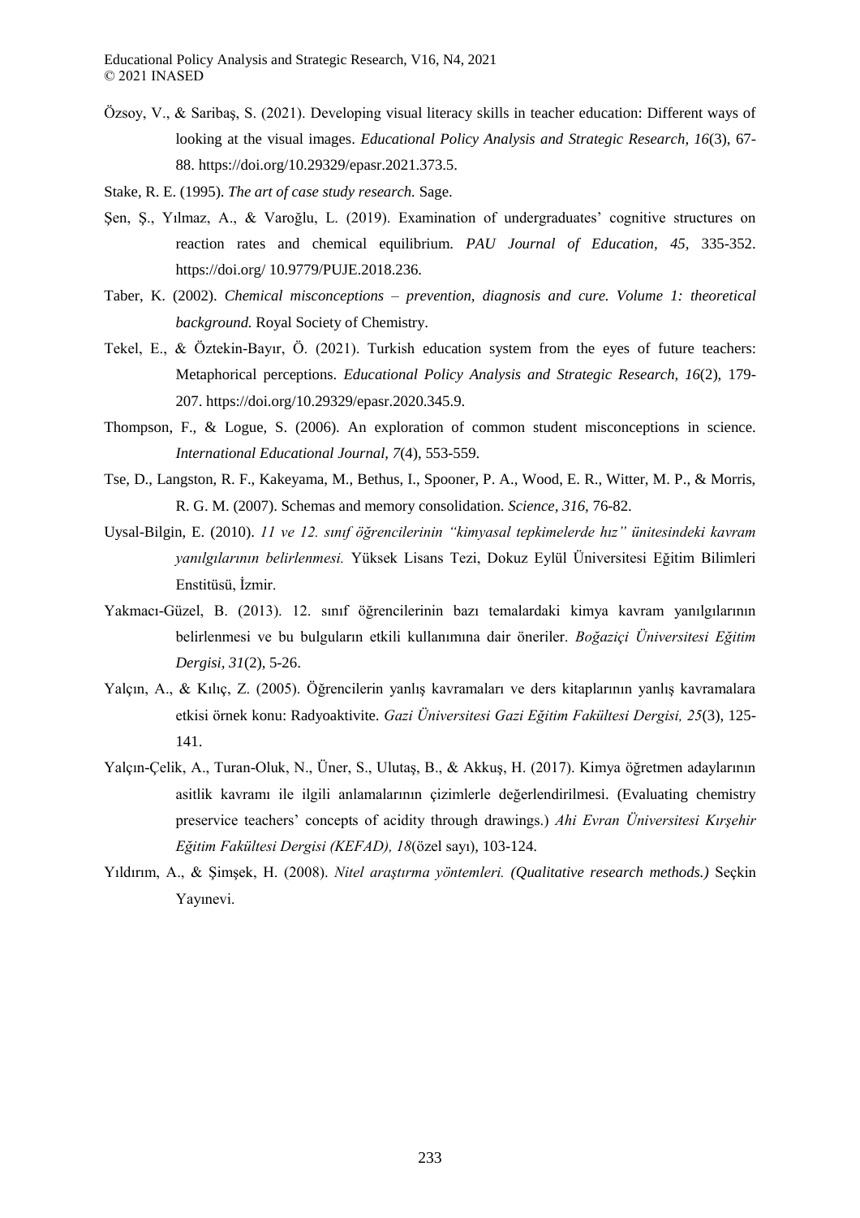Özsoy, V., & Saribaş, S. (2021). Developing visual literacy skills in teacher education: Different ways of looking at the visual images. *Educational Policy Analysis and Strategic Research, 16*(3), 67-88. https://doi.org/10.29329/epasr.2021.373.5.

Stake, R. E. (1995). *The art of case study research.* Sage.

Şen, Ş., Yılmaz, A., & Varoğlu, L. (2019). Examination of undergraduates' cognitive structures on reaction rates and chemical equilibrium. *PAU Journal of Education, 45*, 335-352. https://doi.org/ 10.9779/PUJE.2018.236.

Taber, K. (2002). *Chemical misconceptions – prevention, diagnosis and cure. Volume 1: theoretical background.* Royal Society of Chemistry.

Tekel, E., & Öztekin-Bayır, Ö. (2021). Turkish education system from the eyes of future teachers: Metaphorical perceptions. *Educational Policy Analysis and Strategic Research, 16*(2), 179-207. https://doi.org/10.29329/epasr.2020.345.9.

Thompson, F., & Logue, S. (2006). An exploration of common student misconceptions in science. *International Educational Journal, 7*(4), 553-559.

Tse, D., Langston, R. F., Kakeyama, M., Bethus, I., Spooner, P. A., Wood, E. R., Witter, M. P., & Morris, R. G. M. (2007). Schemas and memory consolidation. *Science, 316*, 76-82.

Uysal-Bilgin, E. (2010). *11 ve 12. sınıf öğrencilerinin "kimyasal tepkimelerde hız" ünitesindeki kavram yanılgılarının belirlenmesi.* Yüksek Lisans Tezi, Dokuz Eylül Üniversitesi Eğitim Bilimleri Enstitüsü, İzmir.

Yakmacı-Güzel, B. (2013). 12. sınıf öğrencilerinin bazı temalardaki kimya kavram yanılgılarının belirlenmesi ve bu bulguların etkili kullanımına dair öneriler. *Boğaziçi Üniversitesi Eğitim Dergisi, 31*(2), 5-26.

Yalçın, A., & Kılıç, Z. (2005). Öğrencilerin yanlış kavramaları ve ders kitaplarının yanlış kavramalara etkisi örnek konu: Radyoaktivite. *Gazi Üniversitesi Gazi Eğitim Fakültesi Dergisi, 25*(3), 125-141.

Yalçın-Çelik, A., Turan-Oluk, N., Üner, S., Ulutaş, B., & Akkuş, H. (2017). Kimya öğretmen adaylarının asitlik kavramı ile ilgili anlamalarının çizimlerle değerlendirilmesi. (Evaluating chemistry preservice teachers' concepts of acidity through drawings.) *Ahi Evran Üniversitesi Kırşehir Eğitim Fakültesi Dergisi (KEFAD), 18*(özel sayı), 103-124.

Yıldırım, A., & Şimşek, H. (2008). *Nitel araştırma yöntemleri. (Qualitative research methods.)* Seçkin Yayınevi.